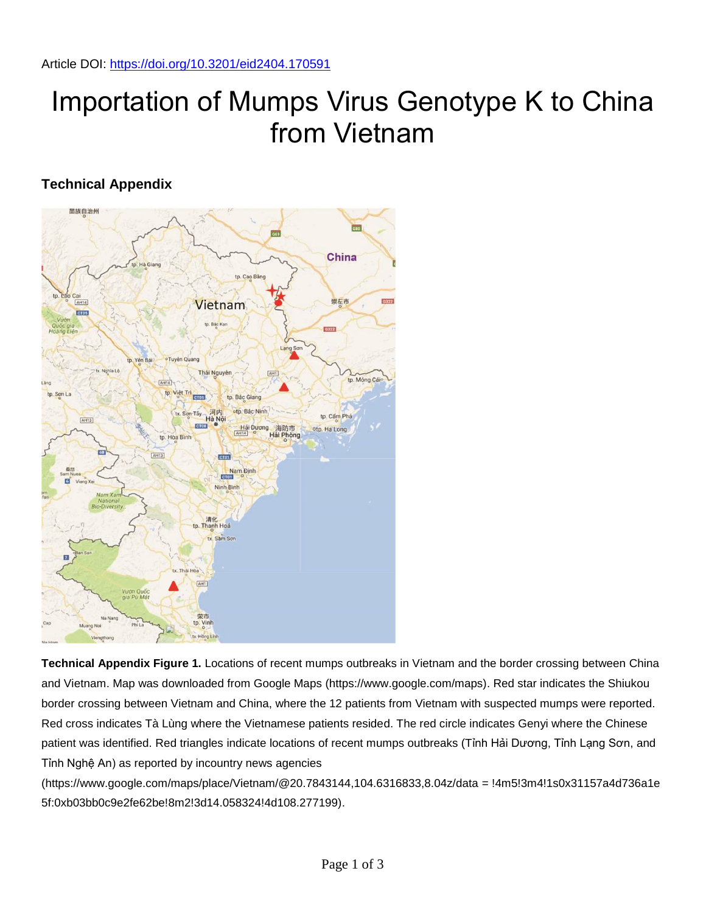Article DOI: https://doi.org/10.3201/eid2404.170591

# Importation of Mumps Virus Genotype K to China from Vietnam

## Technical Appendix

**Technical Appendix Figure 1.** Locations of recent mumps outbreaks in Vietnam and the border crossing between China and Vietnam. Map was downloaded from Google Maps (https://www.google.com/maps). Red star indicates the Shiukou border crossing between Vietnam and China, where the 12 patients from Vietnam with suspected mumps were reported. Red cross indicates Tà Lùng where the Vietnamese patients resided. The red circle indicates Genyi where the Chinese patient was identified. Red triangles indicate locations of recent mumps outbreaks (Tỉnh Hải Dương, Tỉnh Lạng Sơn, and Tỉnh Nghệ An) as reported by incountry news agencies (https://www.google.com/maps/place/Vietnam/@20.7843144,104.6316833,8.04z/data = !4m5!3m4!1s0x31157a4d736a1e5f:0xb03bb0c9e2fe62be!8m2!3d14.058324!4d108.277199).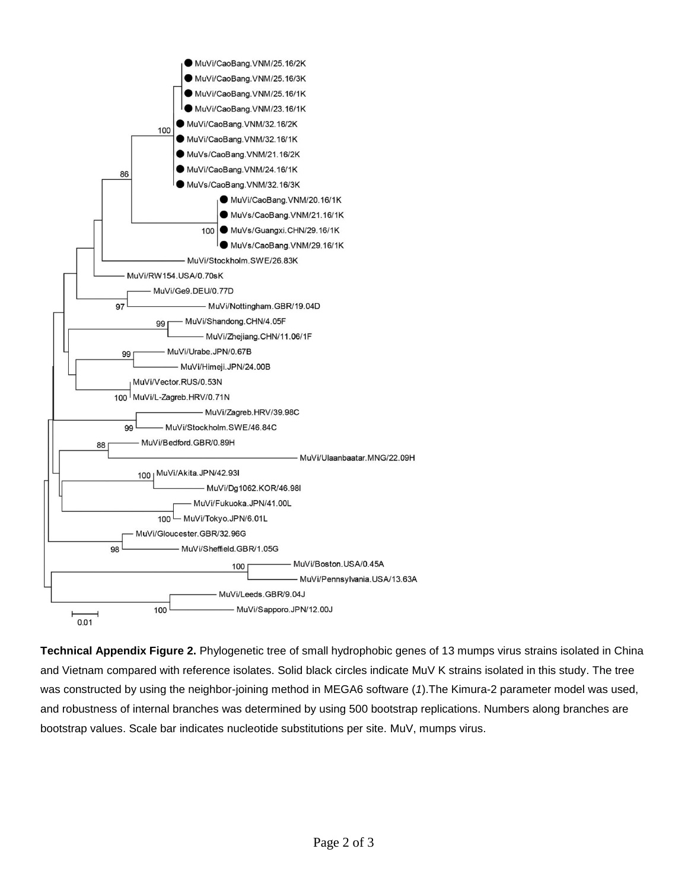MuVi/CaoBang.VNM/25.16/2K
MuVi/CaoBang.VNM/25.16/3K
MuVi/CaoBang.VNM/25.16/1K
MuVi/CaoBang.VNM/23.16/1K
MuVi/CaoBang.VNM/32.16/2K
MuVi/CaoBang.VNM/32.16/1K
MuVs/CaoBang.VNM/21.16/2K
MuVi/CaoBang.VNM/24.16/1K
MuVs/CaoBang.VNM/32.16/3K
MuVi/CaoBang.VNM/20.16/1K
MuVs/CaoBang.VNM/21.16/1K
MuVs/Guangxi.CHN/29.16/1K
MuVs/CaoBang.VNM/29.16/1K
MuVi/Stockholm.SWE/26.83K
MuVi/RW154.USA/0.70sK
MuVi/Ge9.DEU/0.77D
MuVi/Nottingham.GBR/19.04D
MuVi/Shandong.CHN/4.05F
MuVi/Zhejiang.CHN/11.06/1F
MuVi/Urabe.JPN/0.67B
MuVi/Himeji.JPN/24.00B
MuVi/Vector.RUS/0.53N
MuVi/L-Zagreb.HRV/0.71N
MuVi/Zagreb.HRV/39.98C
MuVi/Stockholm.SWE/46.84C
MuVi/Bedford.GBR/0.89H
MuVi/Ulaanbaatar.MNG/22.09H
MuVi/Akita.JPN/42.93I
MuVi/Dg1062.KOR/46.98I
MuVi/Fukuoka.JPN/41.00L
MuVi/Tokyo.JPN/6.01L
MuVi/Gloucester.GBR/32.96G
MuVi/Sheffield.GBR/1.05G
MuVi/Boston.USA/0.45A
MuVi/Pennsylvania.USA/13.63A
MuVi/Leeds.GBR/9.04J
MuVi/Sapporo.JPN/12.00J

100
100
86
97
99
99
100
99
88
100
100
98
100
100

0.01

**Technical Appendix Figure 2.** Phylogenetic tree of small hydrophobic genes of 13 mumps virus strains isolated in China and Vietnam compared with reference isolates. Solid black circles indicate MuV K strains isolated in this study. The tree was constructed by using the neighbor-joining method in MEGA6 software (*1*).The Kimura-2 parameter model was used, and robustness of internal branches was determined by using 500 bootstrap replications. Numbers along branches are bootstrap values. Scale bar indicates nucleotide substitutions per site. MuV, mumps virus.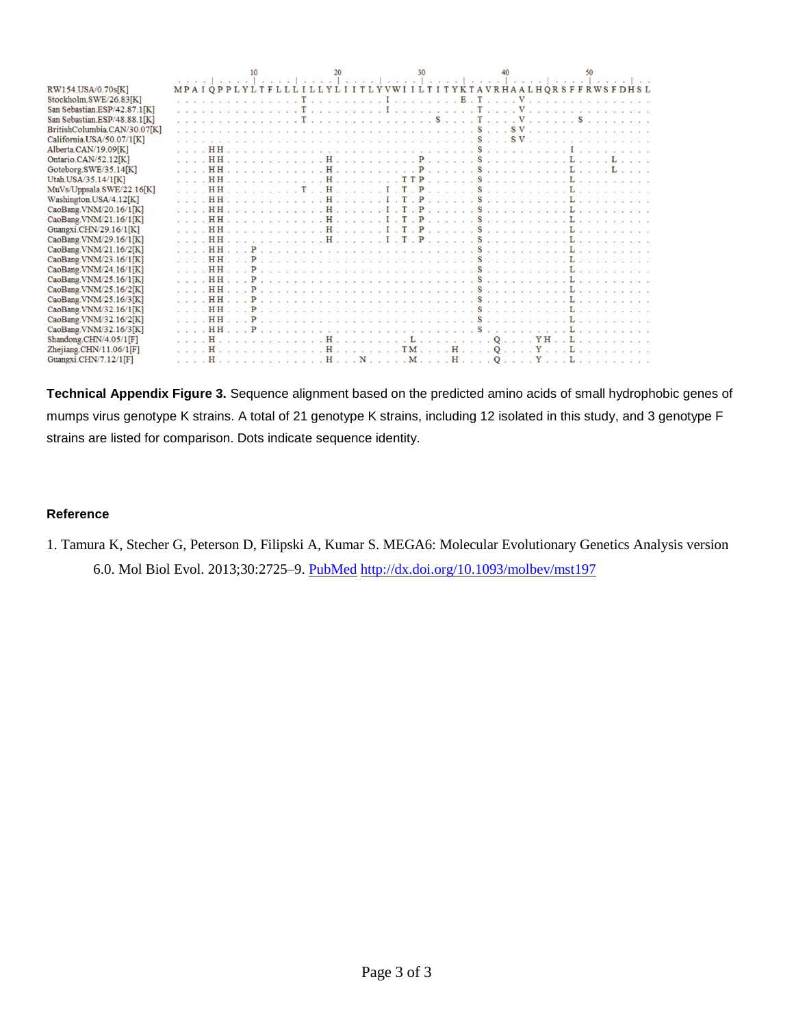```
                                       10        20        30        40        50
RW154.USA/0.70s[K]             MPAIQPPLYLTFLLLILLYLIITLYVWIILTITYKTAVRHAALHQRSFFRWSFDHSL
Stockholm.SWE/26.83[K]         ...............T.........I........E.T....V...............
San Sebastian.ESP/42.87.1[K]   ...............T.........I..........T....V...............
San Sebastian.ESP/48.88.1[K]   ...............T...............S....T....V......S........
BritishColumbia.CAN/30.07[K]   ....................................S...SV...............
California.USA/50.07/1[K]      ....................................S...SV...............
Alberta.CAN/19.09[K]           ....HH..............................S..........I.........
Ontario.CAN/52.12[K]           ....HH............H..........P......S..........L....L....
Goteborg.SWE/35.14[K]          ....HH............H..........P......S..........L....L....
Utah.USA/35.14/1[K]            ....HH............H.........TTP......S..........L.........
MuVs/Uppsala.SWE/22.16[K]      ....HH.....T..H....I.T...P......S..........L.........
Washington.USA/4.12[K]         ....HH............H....I.T...P......S..........L.........
CaoBang.VNM/20.16/1[K]         ....HH............H....I.T...P......S..........L.........
CaoBang.VNM/21.16/1[K]         ....HH............H....I.T...P......S..........L.........
Guangxi.CHN/29.16/1[K]         ....HH............H....I.T...P......S..........L.........
CaoBang.VNM/29.16/1[K]         ....HH............H....I.T...P......S..........L.........
CaoBang.VNM/21.16/2[K]         ....HH...P..........................S..........L.........
CaoBang.VNM/23.16/1[K]         ....HH...P..........................S..........L.........
CaoBang.VNM/24.16/1[K]         ....HH...P..........................S..........L.........
CaoBang.VNM/25.16/1[K]         ....HH...P..........................S..........L.........
CaoBang.VNM/25.16/2[K]         ....HH...P..........................S..........L.........
CaoBang.VNM/25.16/3[K]         ....HH...P..........................S..........L.........
CaoBang.VNM/32.16/1[K]         ....HH...P..........................S..........L.........
CaoBang.VNM/32.16/2[K]         ....HH...P..........................S..........L.........
CaoBang.VNM/32.16/3[K]         ....HH...P..........................S..........L.........
Shandong.CHN/4.05/1[F]         ....H.............H.........L.........Q....YH..L.........
Zhejiang.CHN/11.06/1[F]        ....H.............H.......TM....H....Q....Y...L.........
Guangxi.CHN/7.12/1[F]          ....H.............H...N.....M....H....Q....Y...L.........
```

**Technical Appendix Figure 3.** Sequence alignment based on the predicted amino acids of small hydrophobic genes of mumps virus genotype K strains. A total of 21 genotype K strains, including 12 isolated in this study, and 3 genotype F strains are listed for comparison. Dots indicate sequence identity.

## Reference

1. Tamura K, Stecher G, Peterson D, Filipski A, Kumar S. MEGA6: Molecular Evolutionary Genetics Analysis version 6.0. Mol Biol Evol. 2013;30:2725–9. PubMed http://dx.doi.org/10.1093/molbev/mst197